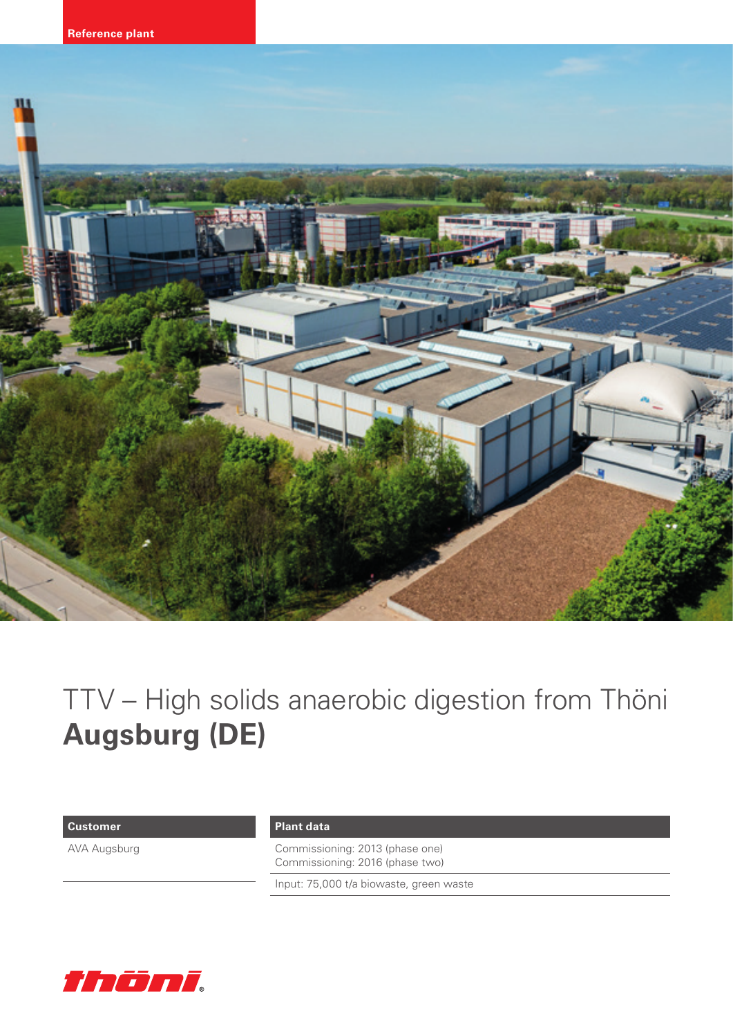Reference plant

# TTV – High solids anaerobic digestion from Thöni
# **Augsburg (DE)**

| Customer | Plant data |
| --- | --- |
| AVA Augsburg | Commissioning: 2013 (phase one)<br>Commissioning: 2016 (phase two) |
| | Input: 75,000 t/a biowaste, green waste |

thöni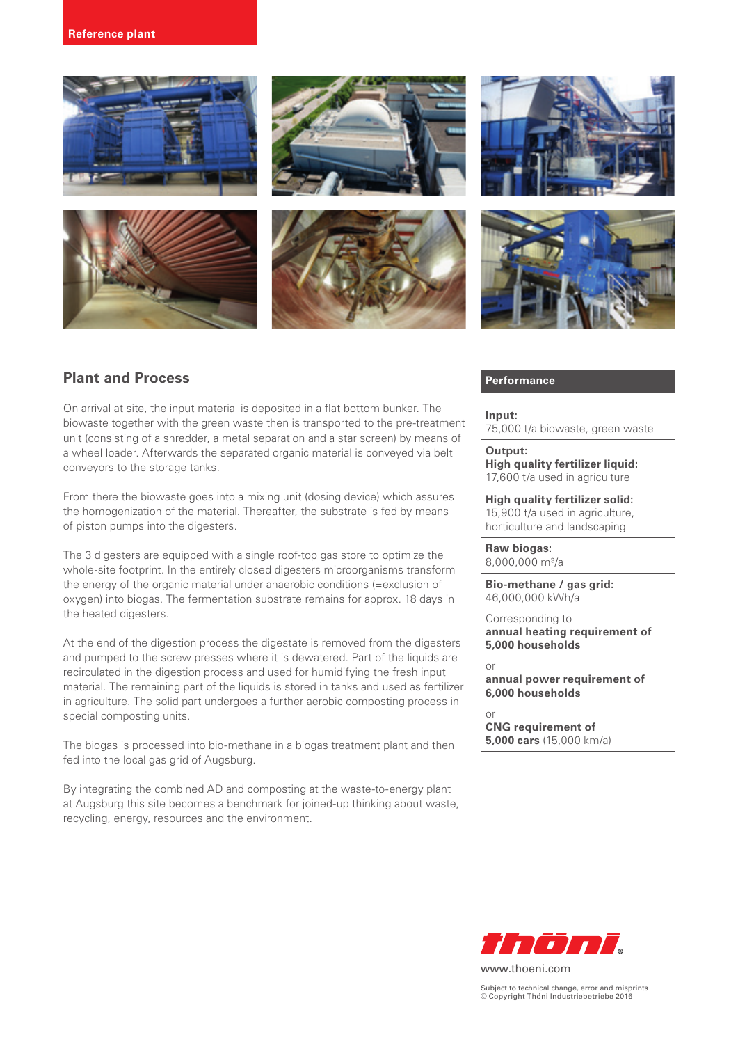Reference plant

## Plant and Process

On arrival at site, the input material is deposited in a flat bottom bunker. The biowaste together with the green waste then is transported to the pre-treatment unit (consisting of a shredder, a metal separation and a star screen) by means of a wheel loader. Afterwards the separated organic material is conveyed via belt conveyors to the storage tanks.

From there the biowaste goes into a mixing unit (dosing device) which assures the homogenization of the material. Thereafter, the substrate is fed by means of piston pumps into the digesters.

The 3 digesters are equipped with a single roof-top gas store to optimize the whole-site footprint. In the entirely closed digesters microorganisms transform the energy of the organic material under anaerobic conditions (=exclusion of oxygen) into biogas. The fermentation substrate remains for approx. 18 days in the heated digesters.

At the end of the digestion process the digestate is removed from the digesters and pumped to the screw presses where it is dewatered. Part of the liquids are recirculated in the digestion process and used for humidifying the fresh input material. The remaining part of the liquids is stored in tanks and used as fertilizer in agriculture. The solid part undergoes a further aerobic composting process in special composting units.

The biogas is processed into bio-methane in a biogas treatment plant and then fed into the local gas grid of Augsburg.

By integrating the combined AD and composting at the waste-to-energy plant at Augsburg this site becomes a benchmark for joined-up thinking about waste, recycling, energy, resources and the environment.

### Performance

**Input:**
75,000 t/a biowaste, green waste

**Output:**
**High quality fertilizer liquid:**
17,600 t/a used in agriculture

**High quality fertilizer solid:**
15,900 t/a used in agriculture, horticulture and landscaping

**Raw biogas:**
8,000,000 m³/a

**Bio-methane / gas grid:**
46,000,000 kWh/a

Corresponding to
**annual heating requirement of 5,000 households**

or
**annual power requirement of 6,000 households**

or
**CNG requirement of 5,000 cars** (15,000 km/a)

thöni

www.thoeni.com

Subject to technical change, error and misprints
© Copyright Thöni Industriebetriebe 2016